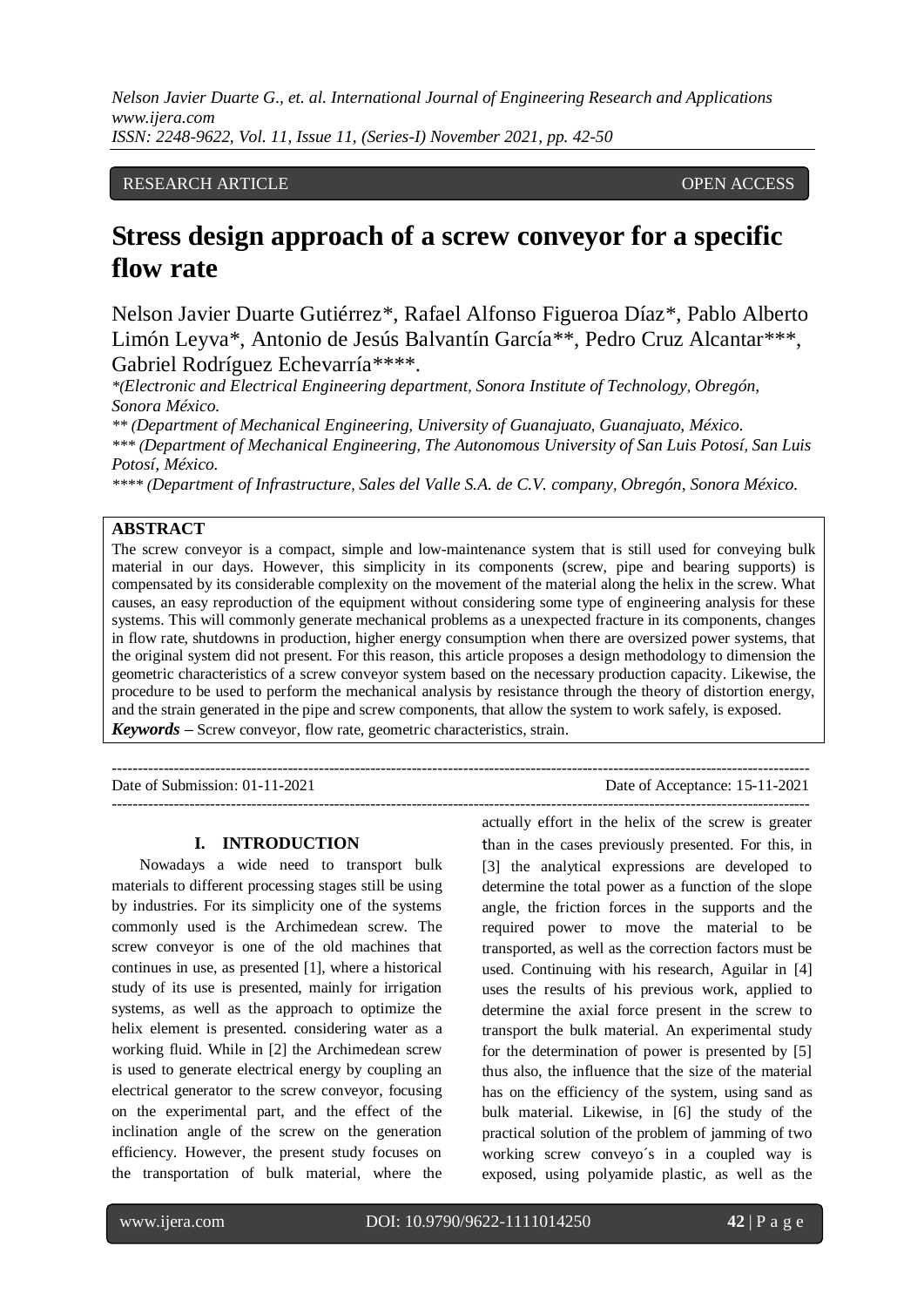RESEARCH ARTICLE OPEN ACCESS

# Stress design approach of a screw conveyor for a specific flow rate

Nelson Javier Duarte Gutiérrez*, Rafael Alfonso Figueroa Díaz*, Pablo Alberto Limón Leyva*, Antonio de Jesús Balvantín García**, Pedro Cruz Alcantar***, Gabriel Rodríguez Echevarría****.

*(Electronic and Electrical Engineering department, Sonora Institute of Technology, Obregón, Sonora México.

** (Department of Mechanical Engineering, University of Guanajuato, Guanajuato, México.

*** (Department of Mechanical Engineering, The Autonomous University of San Luis Potosí, San Luis Potosí, México.

**** (Department of Infrastructure, Sales del Valle S.A. de C.V. company, Obregón, Sonora México.

## ABSTRACT

The screw conveyor is a compact, simple and low-maintenance system that is still used for conveying bulk material in our days. However, this simplicity in its components (screw, pipe and bearing supports) is compensated by its considerable complexity on the movement of the material along the helix in the screw. What causes, an easy reproduction of the equipment without considering some type of engineering analysis for these systems. This will commonly generate mechanical problems as a unexpected fracture in its components, changes in flow rate, shutdowns in production, higher energy consumption when there are oversized power systems, that the original system did not present. For this reason, this article proposes a design methodology to dimension the geometric characteristics of a screw conveyor system based on the necessary production capacity. Likewise, the procedure to be used to perform the mechanical analysis by resistance through the theory of distortion energy, and the strain generated in the pipe and screw components, that allow the system to work safely, is exposed.

***Keywords*** **–** Screw conveyor, flow rate, geometric characteristics, strain.

Date of Submission: 01-11-2021 Date of Acceptance: 15-11-2021

## I. INTRODUCTION

Nowadays a wide need to transport bulk materials to different processing stages still be using by industries. For its simplicity one of the systems commonly used is the Archimedean screw. The screw conveyor is one of the old machines that continues in use, as presented [1], where a historical study of its use is presented, mainly for irrigation systems, as well as the approach to optimize the helix element is presented. considering water as a working fluid. While in [2] the Archimedean screw is used to generate electrical energy by coupling an electrical generator to the screw conveyor, focusing on the experimental part, and the effect of the inclination angle of the screw on the generation efficiency. However, the present study focuses on the transportation of bulk material, where the actually effort in the helix of the screw is greater than in the cases previously presented. For this, in [3] the analytical expressions are developed to determine the total power as a function of the slope angle, the friction forces in the supports and the required power to move the material to be transported, as well as the correction factors must be used. Continuing with his research, Aguilar in [4] uses the results of his previous work, applied to determine the axial force present in the screw to transport the bulk material. An experimental study for the determination of power is presented by [5] thus also, the influence that the size of the material has on the efficiency of the system, using sand as bulk material. Likewise, in [6] the study of the practical solution of the problem of jamming of two working screw conveyo´s in a coupled way is exposed, using polyamide plastic, as well as the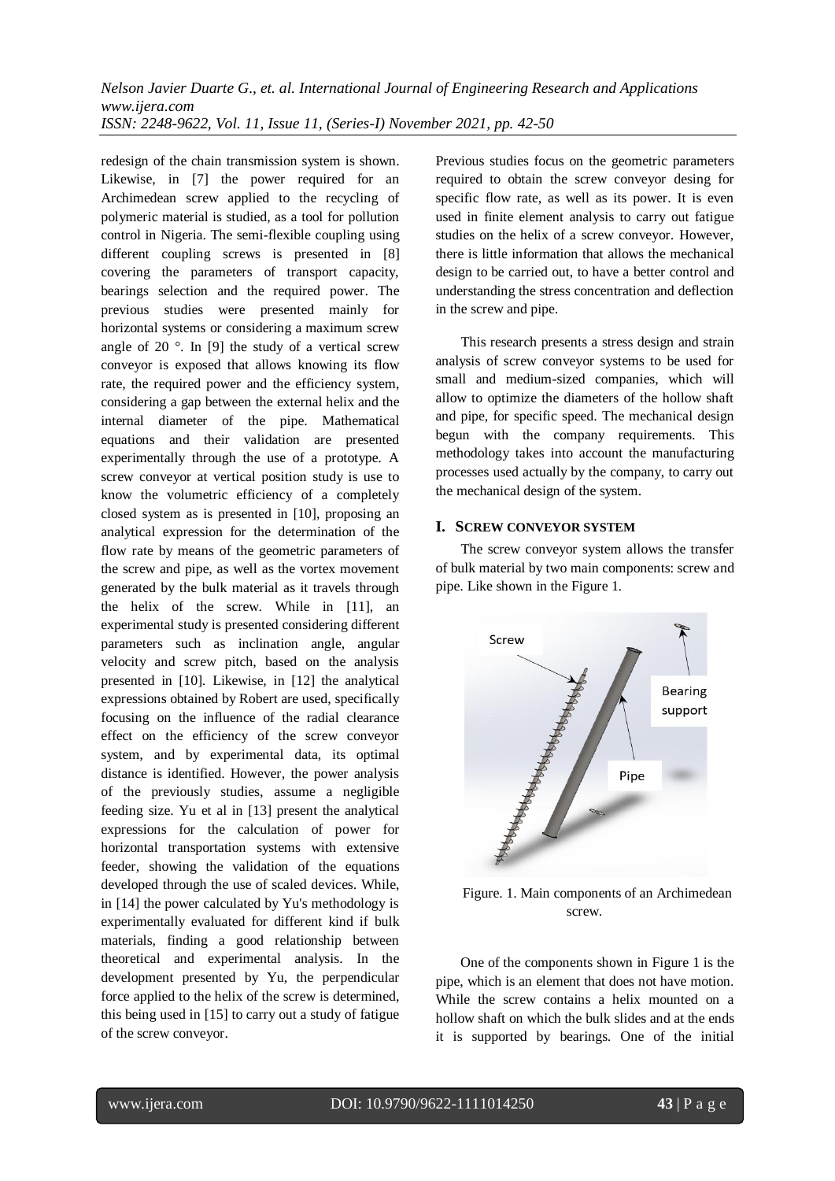redesign of the chain transmission system is shown. Likewise, in [7] the power required for an Archimedean screw applied to the recycling of polymeric material is studied, as a tool for pollution control in Nigeria. The semi-flexible coupling using different coupling screws is presented in [8] covering the parameters of transport capacity, bearings selection and the required power. The previous studies were presented mainly for horizontal systems or considering a maximum screw angle of 20 °. In [9] the study of a vertical screw conveyor is exposed that allows knowing its flow rate, the required power and the efficiency system, considering a gap between the external helix and the internal diameter of the pipe. Mathematical equations and their validation are presented experimentally through the use of a prototype. A screw conveyor at vertical position study is use to know the volumetric efficiency of a completely closed system as is presented in [10], proposing an analytical expression for the determination of the flow rate by means of the geometric parameters of the screw and pipe, as well as the vortex movement generated by the bulk material as it travels through the helix of the screw. While in [11], an experimental study is presented considering different parameters such as inclination angle, angular velocity and screw pitch, based on the analysis presented in [10]. Likewise, in [12] the analytical expressions obtained by Robert are used, specifically focusing on the influence of the radial clearance effect on the efficiency of the screw conveyor system, and by experimental data, its optimal distance is identified. However, the power analysis of the previously studies, assume a negligible feeding size. Yu et al in [13] present the analytical expressions for the calculation of power for horizontal transportation systems with extensive feeder, showing the validation of the equations developed through the use of scaled devices. While, in [14] the power calculated by Yu's methodology is experimentally evaluated for different kind if bulk materials, finding a good relationship between theoretical and experimental analysis. In the development presented by Yu, the perpendicular force applied to the helix of the screw is determined, this being used in [15] to carry out a study of fatigue of the screw conveyor.

Previous studies focus on the geometric parameters required to obtain the screw conveyor desing for specific flow rate, as well as its power. It is even used in finite element analysis to carry out fatigue studies on the helix of a screw conveyor. However, there is little information that allows the mechanical design to be carried out, to have a better control and understanding the stress concentration and deflection in the screw and pipe.

This research presents a stress design and strain analysis of screw conveyor systems to be used for small and medium-sized companies, which will allow to optimize the diameters of the hollow shaft and pipe, for specific speed. The mechanical design begun with the company requirements. This methodology takes into account the manufacturing processes used actually by the company, to carry out the mechanical design of the system.

## I. SCREW CONVEYOR SYSTEM

The screw conveyor system allows the transfer of bulk material by two main components: screw and pipe. Like shown in the Figure 1.

Figure. 1. Main components of an Archimedean screw.

One of the components shown in Figure 1 is the pipe, which is an element that does not have motion. While the screw contains a helix mounted on a hollow shaft on which the bulk slides and at the ends it is supported by bearings. One of the initial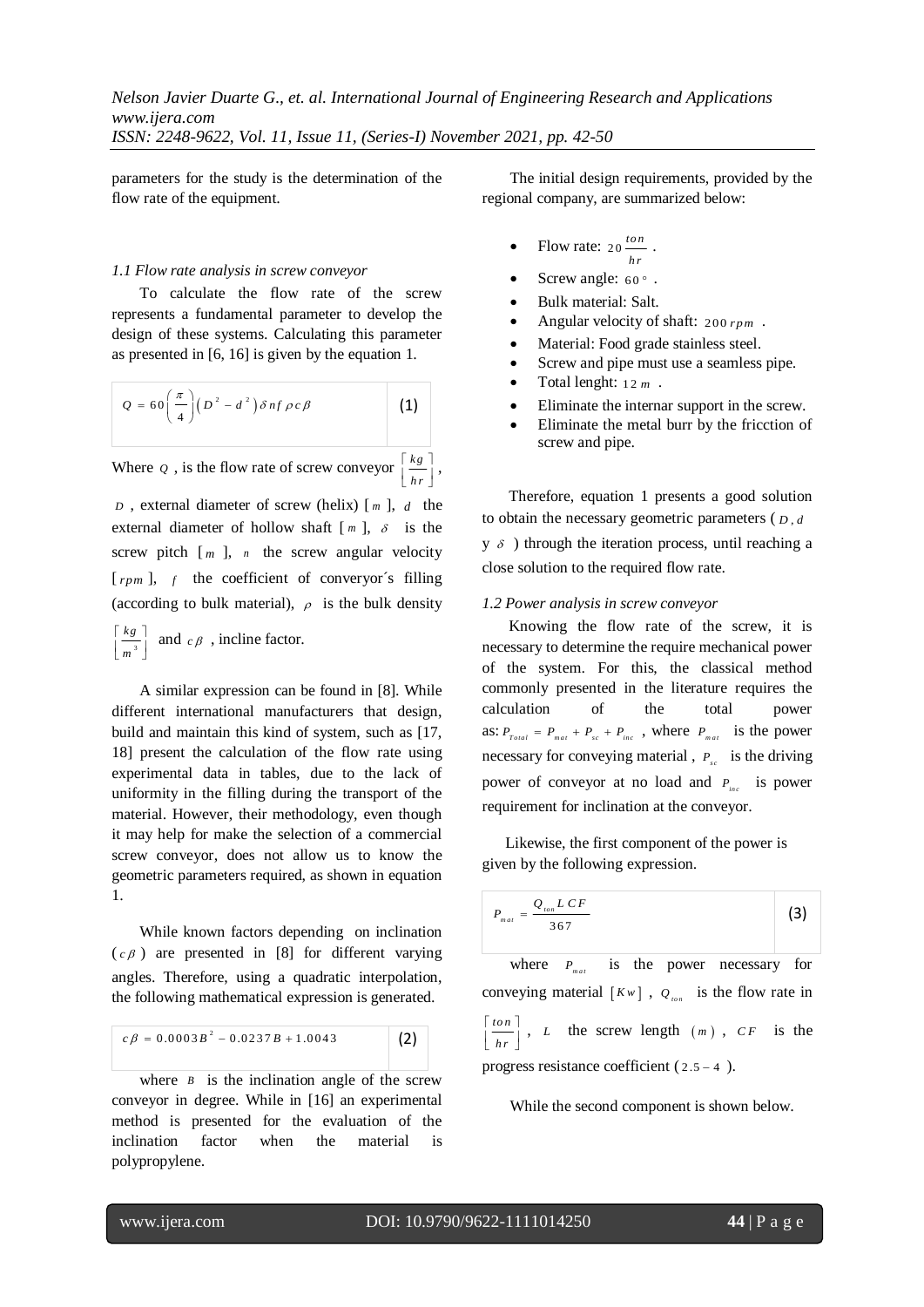parameters for the study is the determination of the flow rate of the equipment.

### *1.1 Flow rate analysis in screw conveyor*

To calculate the flow rate of the screw represents a fundamental parameter to develop the design of these systems. Calculating this parameter as presented in [6, 16] is given by the equation 1.

$$Q = 60\left(\frac{\pi}{4}\right)\left(D^2 - d^2\right)\delta n f \rho c\beta \quad (1)$$

Where $Q$, is the flow rate of screw conveyor $\left[\frac{kg}{hr}\right]$, $D$, external diameter of screw (helix) [$m$], $d$ the external diameter of hollow shaft [$m$], $\delta$ is the screw pitch [$m$], $n$ the screw angular velocity [$rpm$], $f$ the coefficient of converyor´s filling (according to bulk material), $\rho$ is the bulk density $\left[\frac{kg}{m^3}\right]$ and $c\beta$, incline factor.

A similar expression can be found in [8]. While different international manufacturers that design, build and maintain this kind of system, such as [17, 18] present the calculation of the flow rate using experimental data in tables, due to the lack of uniformity in the filling during the transport of the material. However, their methodology, even though it may help for make the selection of a commercial screw conveyor, does not allow us to know the geometric parameters required, as shown in equation 1.

While known factors depending on inclination ($c\beta$) are presented in [8] for different varying angles. Therefore, using a quadratic interpolation, the following mathematical expression is generated.

$$c\beta = 0.0003B^2 - 0.0237B + 1.0043 \quad (2)$$

where $B$ is the inclination angle of the screw conveyor in degree. While in [16] an experimental method is presented for the evaluation of the inclination factor when the material is polypropylene.

The initial design requirements, provided by the regional company, are summarized below:

- Flow rate: $20\frac{ton}{hr}$.
- Screw angle: $60°$.
- Bulk material: Salt.
- Angular velocity of shaft: $200\,rpm$.
- Material: Food grade stainless steel.
- Screw and pipe must use a seamless pipe.
- Total lenght: $12\,m$.
- Eliminate the internar support in the screw.
- Eliminate the metal burr by the fricction of screw and pipe.

Therefore, equation 1 presents a good solution to obtain the necessary geometric parameters ($D$, $d$ y $\delta$) through the iteration process, until reaching a close solution to the required flow rate.

### *1.2 Power analysis in screw conveyor*

Knowing the flow rate of the screw, it is necessary to determine the require mechanical power of the system. For this, the classical method commonly presented in the literature requires the calculation of the total power as: $P_{Total} = P_{mat} + P_{sc} + P_{inc}$, where $P_{mat}$ is the power necessary for conveying material, $P_{sc}$ is the driving power of conveyor at no load and $P_{inc}$ is power requirement for inclination at the conveyor.

Likewise, the first component of the power is given by the following expression.

$$P_{mat} = \frac{Q_{ton} L\, CF}{367} \quad (3)$$

where $P_{mat}$ is the power necessary for conveying material $[Kw]$, $Q_{ton}$ is the flow rate in $\left[\frac{ton}{hr}\right]$, $L$ the screw length $(m)$, $CF$ is the progress resistance coefficient ($2.5 - 4$).

While the second component is shown below.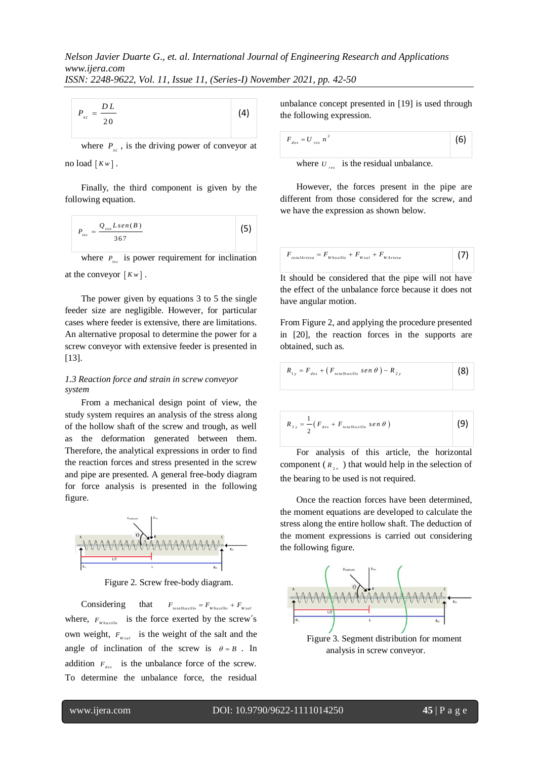$$P_{sc} = \frac{DL}{20} \quad (4)$$

where $P_{sc}$, is the driving power of conveyor at no load $[Kw]$.

Finally, the third component is given by the following equation.

$$P_{inc} = \frac{Q_{ton} L sen(B)}{367} \quad (5)$$

where $P_{inc}$ is power requirement for inclination at the conveyor $[Kw]$.

The power given by equations 3 to 5 the single feeder size are negligible. However, for particular cases where feeder is extensive, there are limitations. An alternative proposal to determine the power for a screw conveyor with extensive feeder is presented in [13].

### *1.3 Reaction force and strain in screw conveyor system*

From a mechanical design point of view, the study system requires an analysis of the stress along of the hollow shaft of the screw and trough, as well as the deformation generated between them. Therefore, the analytical expressions in order to find the reaction forces and stress presented in the screw and pipe are presented. A general free-body diagram for force analysis is presented in the following figure.

Figure 2. Screw free-body diagram.

Considering that $F_{totalhusillo} = F_{Whusillo} + F_{Wsal}$ where, $F_{Whusillo}$ is the force exerted by the screw´s own weight, $F_{Wsal}$ is the weight of the salt and the angle of inclination of the screw is $\theta = B$. In addition $F_{des}$ is the unbalance force of the screw. To determine the unbalance force, the residual unbalance concept presented in [19] is used through the following expression.

$$F_{des} = U_{res} n^2 \quad (6)$$

where $U_{res}$ is the residual unbalance.

However, the forces present in the pipe are different from those considered for the screw, and we have the expression as shown below.

$$F_{totalArtesa} = F_{Whusillo} + F_{Wsal} + F_{WArtesa} \quad (7)$$

It should be considered that the pipe will not have the effect of the unbalance force because it does not have angular motion.

From Figure 2, and applying the procedure presented in [20], the reaction forces in the supports are obtained, such as.

$$R_{1y} = F_{des} + \left(F_{totalhusillo}\ sen\ \theta\right) - R_{2y} \quad (8)$$

$$R_{2y} = \frac{1}{2}\left(F_{des} + F_{totalhusillo}\ sen\ \theta\right) \quad (9)$$

For analysis of this article, the horizontal component ($R_{2x}$) that would help in the selection of the bearing to be used is not required.

Once the reaction forces have been determined, the moment equations are developed to calculate the stress along the entire hollow shaft. The deduction of the moment expressions is carried out considering the following figure.

Figure 3. Segment distribution for moment analysis in screw conveyor.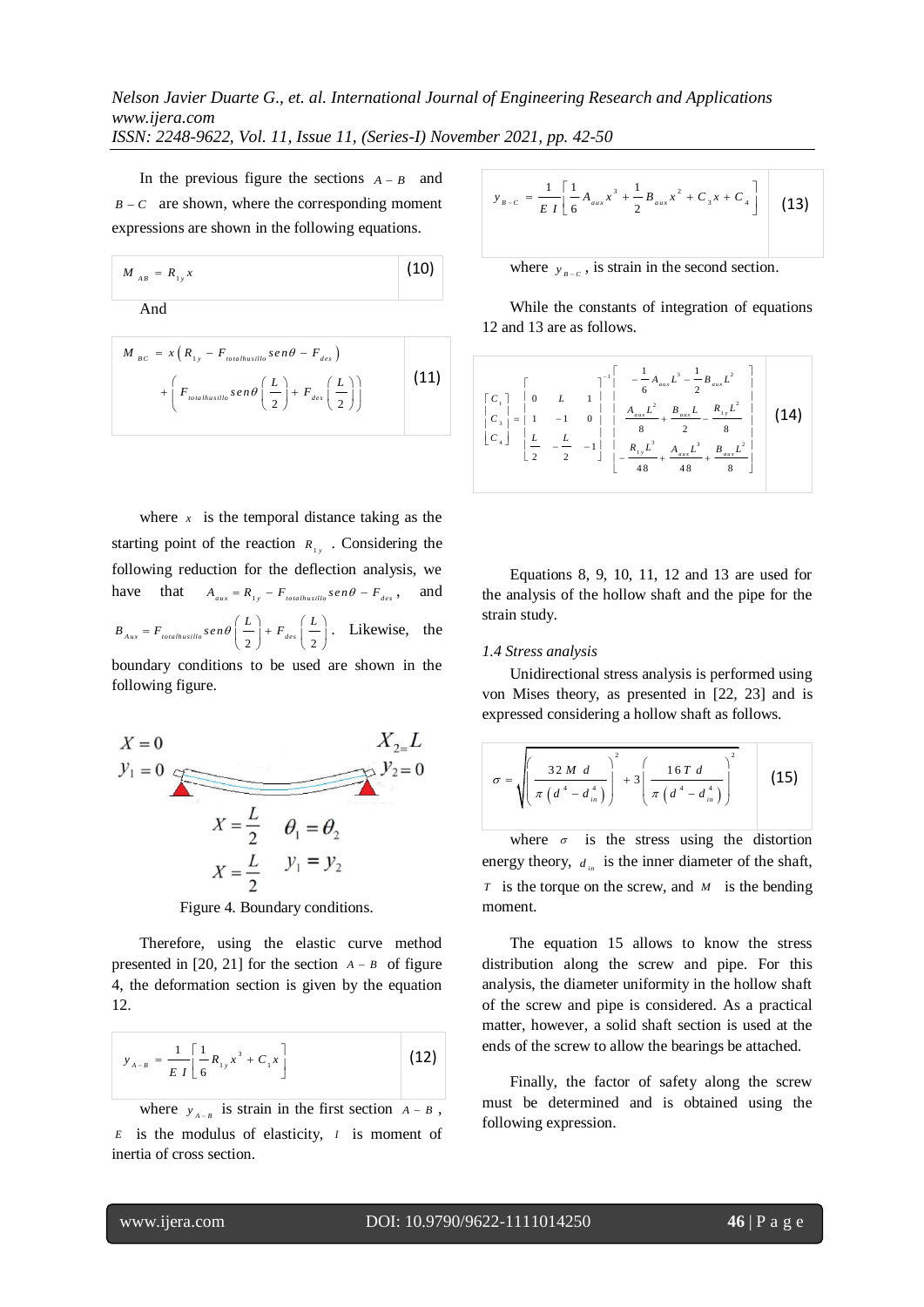In the previous figure the sections $A-B$ and $B-C$ are shown, where the corresponding moment expressions are shown in the following equations.

$$M_{AB} = R_{1y}x \tag{10}$$

And

$$M_{BC} = x\left(R_{1y} - F_{totalhusillo}\,sen\theta - F_{des}\right) + \left(F_{totalhusillo}\,sen\theta\left(\frac{L}{2}\right) + F_{des}\left(\frac{L}{2}\right)\right) \tag{11}$$

where $x$ is the temporal distance taking as the starting point of the reaction $R_{1y}$. Considering the following reduction for the deflection analysis, we have that $A_{aux} = R_{1y} - F_{totalhusillo}\,sen\theta - F_{des}$, and $B_{Aux} = F_{totalhusillo}\,sen\theta\left(\frac{L}{2}\right) + F_{des}\left(\frac{L}{2}\right)$. Likewise, the boundary conditions to be used are shown in the following figure.

$X=0$, $y_1=0$; $X_2=L$, $y_2=0$; $X=\frac{L}{2}$, $\theta_1=\theta_2$; $X=\frac{L}{2}$, $y_1=y_2$

Figure 4. Boundary conditions.

Therefore, using the elastic curve method presented in [20, 21] for the section $A-B$ of figure 4, the deformation section is given by the equation 12.

$$y_{A-B} = \frac{1}{EI}\left[\frac{1}{6}R_{1y}x^3 + C_1 x\right] \tag{12}$$

where $y_{A-B}$ is strain in the first section $A-B$, $E$ is the modulus of elasticity, $I$ is moment of inertia of cross section.

$$y_{B-C} = \frac{1}{EI}\left[\frac{1}{6}A_{aux}x^3 + \frac{1}{2}B_{aux}x^2 + C_3 x + C_4\right] \tag{13}$$

where $y_{B-C}$, is strain in the second section.

While the constants of integration of equations 12 and 13 are as follows.

$$\begin{bmatrix} C_1 \\ C_3 \\ C_4 \end{bmatrix} = \begin{bmatrix} 0 & L & 1 \\ 1 & -1 & 0 \\ \frac{L}{2} & -\frac{L}{2} & -1 \end{bmatrix}^{-1} \begin{bmatrix} -\frac{1}{6}A_{aux}L^3 - \frac{1}{2}B_{aux}L^2 \\ \frac{A_{aux}L^2}{8} + \frac{B_{aux}L}{2} - \frac{R_{1y}L^2}{8} \\ -\frac{R_{1y}L^3}{48} + \frac{A_{aux}L^3}{48} + \frac{B_{aux}L^2}{8} \end{bmatrix} \tag{14}$$

Equations 8, 9, 10, 11, 12 and 13 are used for the analysis of the hollow shaft and the pipe for the strain study.

### *1.4 Stress analysis*

Unidirectional stress analysis is performed using von Mises theory, as presented in [22, 23] and is expressed considering a hollow shaft as follows.

$$\sigma = \sqrt{\left(\frac{32\,M\,d}{\pi\left(d^4 - d_{in}^4\right)}\right)^2 + 3\left(\frac{16\,T\,d}{\pi\left(d^4 - d_{in}^4\right)}\right)^2} \tag{15}$$

where $\sigma$ is the stress using the distortion energy theory, $d_{in}$ is the inner diameter of the shaft, $T$ is the torque on the screw, and $M$ is the bending moment.

The equation 15 allows to know the stress distribution along the screw and pipe. For this analysis, the diameter uniformity in the hollow shaft of the screw and pipe is considered. As a practical matter, however, a solid shaft section is used at the ends of the screw to allow the bearings be attached.

Finally, the factor of safety along the screw must be determined and is obtained using the following expression.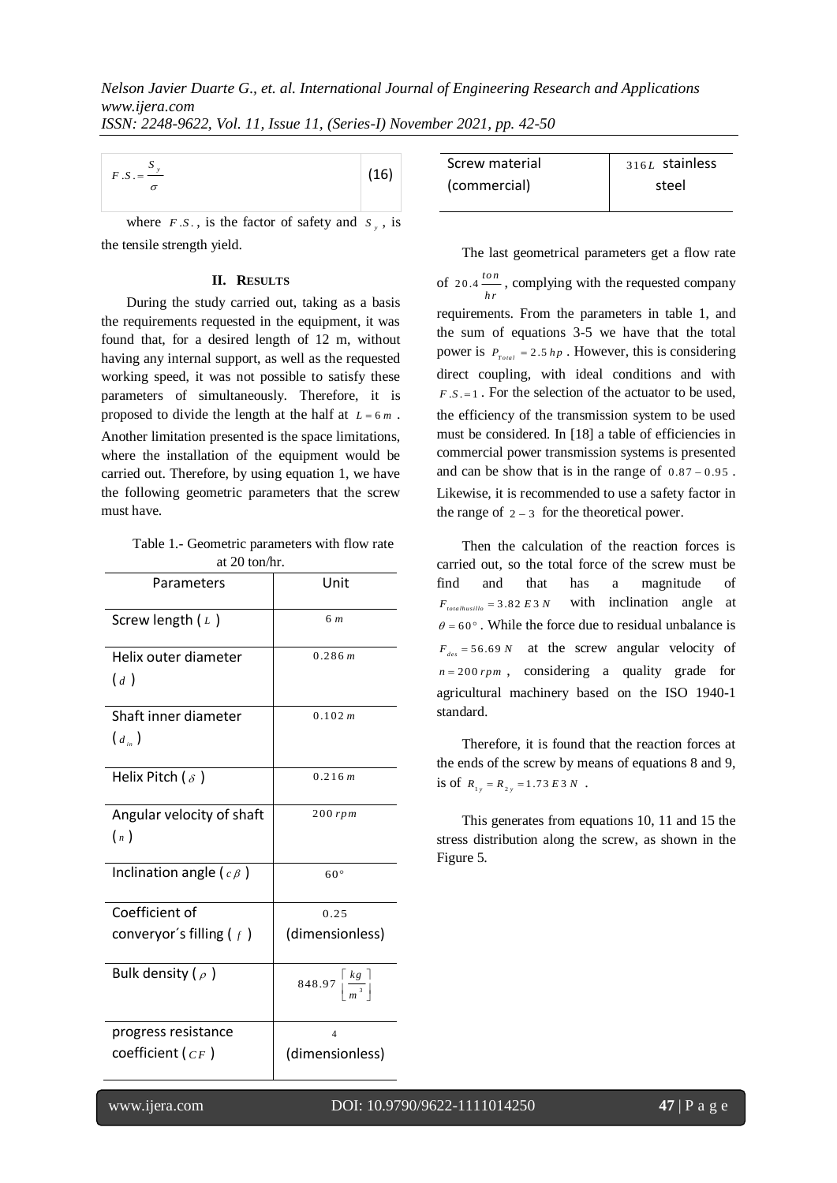$$F.S. = \frac{S_y}{\sigma} \tag{16}$$

where $F.S.$, is the factor of safety and $S_y$, is the tensile strength yield.

## II. RESULTS

During the study carried out, taking as a basis the requirements requested in the equipment, it was found that, for a desired length of 12 m, without having any internal support, as well as the requested working speed, it was not possible to satisfy these parameters of simultaneously. Therefore, it is proposed to divide the length at the half at $L = 6\,m$. Another limitation presented is the space limitations, where the installation of the equipment would be carried out. Therefore, by using equation 1, we have the following geometric parameters that the screw must have.

Table 1.- Geometric parameters with flow rate at 20 ton/hr.

| Parameters | Unit |
| --- | --- |
| Screw length ( $L$ ) | $6\,m$ |
| Helix outer diameter ( $d$ ) | $0.286\,m$ |
| Shaft inner diameter ( $d_{in}$ ) | $0.102\,m$ |
| Helix Pitch ( $\delta$ ) | $0.216\,m$ |
| Angular velocity of shaft ( $n$ ) | $200\,rpm$ |
| Inclination angle ( $c\beta$ ) | $60°$ |
| Coefficient of converyor´s filling ( $f$ ) | $0.25$ (dimensionless) |
| Bulk density ( $\rho$ ) | $848.97\left[\frac{kg}{m^3}\right]$ |
| progress resistance coefficient ( $CF$ ) | $4$ (dimensionless) |
| Screw material (commercial) | $316L$ stainless steel |

The last geometrical parameters get a flow rate of $20.4\frac{ton}{hr}$, complying with the requested company requirements. From the parameters in table 1, and the sum of equations 3-5 we have that the total power is $P_{Total} = 2.5\,hp$. However, this is considering direct coupling, with ideal conditions and with $F.S. = 1$. For the selection of the actuator to be used, the efficiency of the transmission system to be used must be considered. In [18] a table of efficiencies in commercial power transmission systems is presented and can be show that is in the range of $0.87 - 0.95$. Likewise, it is recommended to use a safety factor in the range of $2 - 3$ for the theoretical power.

Then the calculation of the reaction forces is carried out, so the total force of the screw must be find and that has a magnitude of $F_{totalhusillo} = 3.82\,E3\,N$ with inclination angle at $\theta = 60°$. While the force due to residual unbalance is $F_{des} = 56.69\,N$ at the screw angular velocity of $n = 200\,rpm$, considering a quality grade for agricultural machinery based on the ISO 1940-1 standard.

Therefore, it is found that the reaction forces at the ends of the screw by means of equations 8 and 9, is of $R_{1y} = R_{2y} = 1.73\,E3\,N$.

This generates from equations 10, 11 and 15 the stress distribution along the screw, as shown in the Figure 5.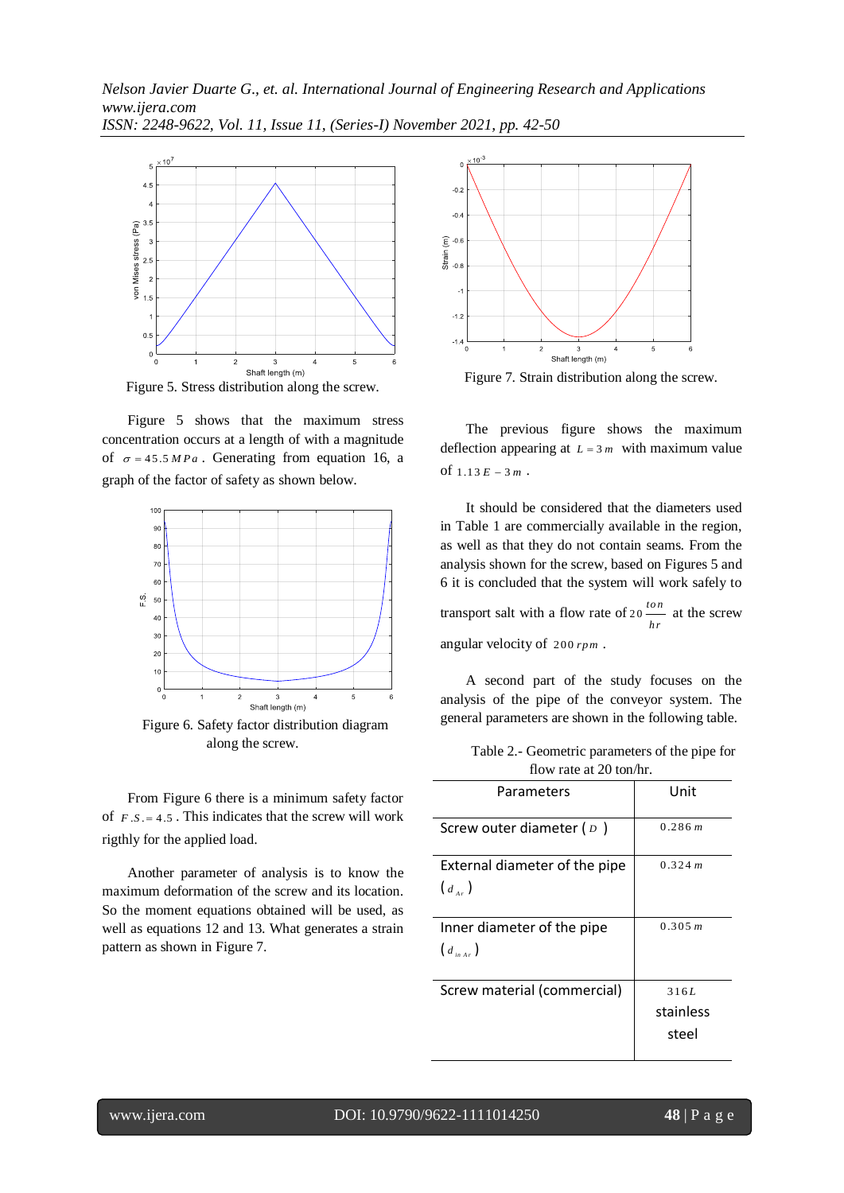Figure 5. Stress distribution along the screw.

Figure 5 shows that the maximum stress concentration occurs at a length of with a magnitude of $\sigma = 45.5\,MPa$. Generating from equation 16, a graph of the factor of safety as shown below.

Figure 6. Safety factor distribution diagram along the screw.

From Figure 6 there is a minimum safety factor of $F.S. = 4.5$. This indicates that the screw will work rigthly for the applied load.

Another parameter of analysis is to know the maximum deformation of the screw and its location. So the moment equations obtained will be used, as well as equations 12 and 13. What generates a strain pattern as shown in Figure 7.

Figure 7. Strain distribution along the screw.

The previous figure shows the maximum deflection appearing at $L = 3\,m$ with maximum value of $1.13E-3\,m$.

It should be considered that the diameters used in Table 1 are commercially available in the region, as well as that they do not contain seams. From the analysis shown for the screw, based on Figures 5 and 6 it is concluded that the system will work safely to transport salt with a flow rate of $20\frac{ton}{hr}$ at the screw angular velocity of $200\,rpm$.

A second part of the study focuses on the analysis of the pipe of the conveyor system. The general parameters are shown in the following table.

Table 2.- Geometric parameters of the pipe for flow rate at 20 ton/hr.

| Parameters | Unit |
|---|---|
| Screw outer diameter ( $D$ ) | $0.286\,m$ |
| External diameter of the pipe ( $d_{Ar}$ ) | $0.324\,m$ |
| Inner diameter of the pipe ( $d_{in\,Ar}$ ) | $0.305\,m$ |
| Screw material (commercial) | $316L$ stainless steel |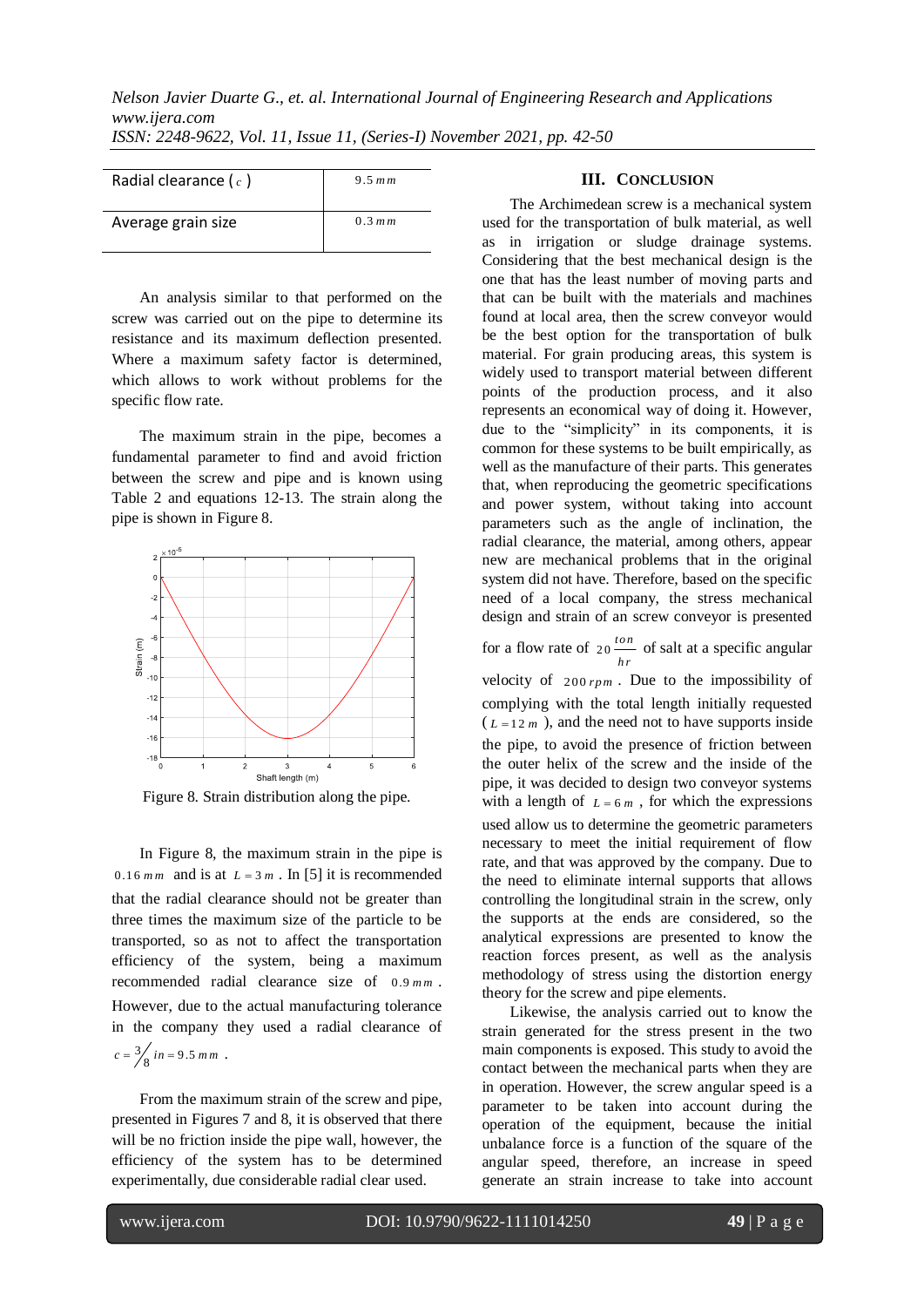| Radial clearance ( $c$ ) | $9.5\,mm$ |
|---|---|
| Average grain size | $0.3\,mm$ |

An analysis similar to that performed on the screw was carried out on the pipe to determine its resistance and its maximum deflection presented. Where a maximum safety factor is determined, which allows to work without problems for the specific flow rate.

The maximum strain in the pipe, becomes a fundamental parameter to find and avoid friction between the screw and pipe and is known using Table 2 and equations 12-13. The strain along the pipe is shown in Figure 8.

Figure 8. Strain distribution along the pipe.

In Figure 8, the maximum strain in the pipe is $0.16\,mm$ and is at $L = 3\,m$ . In [5] it is recommended that the radial clearance should not be greater than three times the maximum size of the particle to be transported, so as not to affect the transportation efficiency of the system, being a maximum recommended radial clearance size of $0.9\,mm$ . However, due to the actual manufacturing tolerance in the company they used a radial clearance of $c = \frac{3}{8}\,in = 9.5\,mm$ .

From the maximum strain of the screw and pipe, presented in Figures 7 and 8, it is observed that there will be no friction inside the pipe wall, however, the efficiency of the system has to be determined experimentally, due considerable radial clear used.

## III. Conclusion

The Archimedean screw is a mechanical system used for the transportation of bulk material, as well as in irrigation or sludge drainage systems. Considering that the best mechanical design is the one that has the least number of moving parts and that can be built with the materials and machines found at local area, then the screw conveyor would be the best option for the transportation of bulk material. For grain producing areas, this system is widely used to transport material between different points of the production process, and it also represents an economical way of doing it. However, due to the "simplicity" in its components, it is common for these systems to be built empirically, as well as the manufacture of their parts. This generates that, when reproducing the geometric specifications and power system, without taking into account parameters such as the angle of inclination, the radial clearance, the material, among others, appear new are mechanical problems that in the original system did not have. Therefore, based on the specific need of a local company, the stress mechanical design and strain of an screw conveyor is presented for a flow rate of $20\,\frac{ton}{hr}$ of salt at a specific angular velocity of $200\,rpm$ . Due to the impossibility of complying with the total length initially requested ( $L = 12\,m$ ), and the need not to have supports inside the pipe, to avoid the presence of friction between the outer helix of the screw and the inside of the pipe, it was decided to design two conveyor systems with a length of $L = 6\,m$ , for which the expressions used allow us to determine the geometric parameters necessary to meet the initial requirement of flow rate, and that was approved by the company. Due to the need to eliminate internal supports that allows controlling the longitudinal strain in the screw, only the supports at the ends are considered, so the analytical expressions are presented to know the reaction forces present, as well as the analysis methodology of stress using the distortion energy theory for the screw and pipe elements.

Likewise, the analysis carried out to know the strain generated for the stress present in the two main components is exposed. This study to avoid the contact between the mechanical parts when they are in operation. However, the screw angular speed is a parameter to be taken into account during the operation of the equipment, because the initial unbalance force is a function of the square of the angular speed, therefore, an increase in speed generate an strain increase to take into account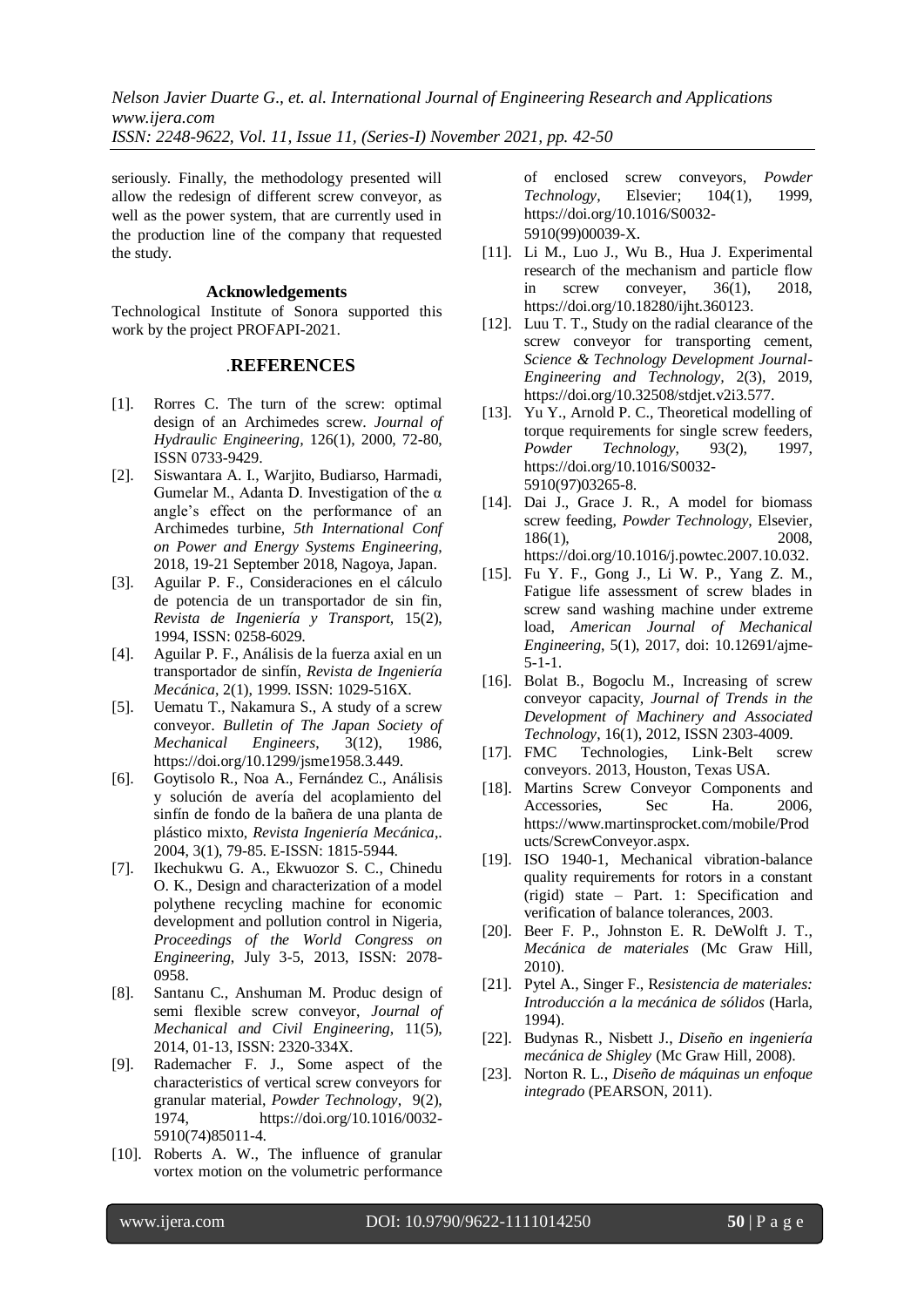seriously. Finally, the methodology presented will allow the redesign of different screw conveyor, as well as the power system, that are currently used in the production line of the company that requested the study.

**Acknowledgements**

Technological Institute of Sonora supported this work by the project PROFAPI-2021.

## .REFERENCES

[1]. Rorres C. The turn of the screw: optimal design of an Archimedes screw. *Journal of Hydraulic Engineering*, 126(1), 2000, 72-80, ISSN 0733-9429.

[2]. Siswantara A. I., Warjito, Budiarso, Harmadi, Gumelar M., Adanta D. Investigation of the α angle's effect on the performance of an Archimedes turbine, *5th International Conf on Power and Energy Systems Engineering*, 2018, 19-21 September 2018, Nagoya, Japan.

[3]. Aguilar P. F., Consideraciones en el cálculo de potencia de un transportador de sin fin, *Revista de Ingeniería y Transport*, 15(2), 1994, ISSN: 0258-6029.

[4]. Aguilar P. F., Análisis de la fuerza axial en un transportador de sinfín, *Revista de Ingeniería Mecánica*, 2(1), 1999. ISSN: 1029-516X.

[5]. Uematu T., Nakamura S., A study of a screw conveyor. *Bulletin of The Japan Society of Mechanical Engineers*, 3(12), 1986, https://doi.org/10.1299/jsme1958.3.449.

[6]. Goytisolo R., Noa A., Fernández C., Análisis y solución de avería del acoplamiento del sinfín de fondo de la bañera de una planta de plástico mixto, *Revista Ingeniería Mecánica*,. 2004, 3(1), 79-85. E-ISSN: 1815-5944.

[7]. Ikechukwu G. A., Ekwuozor S. C., Chinedu O. K., Design and characterization of a model polythene recycling machine for economic development and pollution control in Nigeria, *Proceedings of the World Congress on Engineering*, July 3-5, 2013, ISSN: 2078-0958.

[8]. Santanu C., Anshuman M. Produc design of semi flexible screw conveyor, *Journal of Mechanical and Civil Engineering*, 11(5), 2014, 01-13, ISSN: 2320-334X.

[9]. Rademacher F. J., Some aspect of the characteristics of vertical screw conveyors for granular material, *Powder Technology*, 9(2), 1974, https://doi.org/10.1016/0032-5910(74)85011-4.

[10]. Roberts A. W., The influence of granular vortex motion on the volumetric performance of enclosed screw conveyors, *Powder Technology*, Elsevier; 104(1), 1999, https://doi.org/10.1016/S0032-5910(99)00039-X.

[11]. Li M., Luo J., Wu B., Hua J. Experimental research of the mechanism and particle flow in screw conveyer, 36(1), 2018, https://doi.org/10.18280/ijht.360123.

[12]. Luu T. T., Study on the radial clearance of the screw conveyor for transporting cement, *Science & Technology Development Journal-Engineering and Technology*, 2(3), 2019, https://doi.org/10.32508/stdjet.v2i3.577.

[13]. Yu Y., Arnold P. C., Theoretical modelling of torque requirements for single screw feeders, *Powder Technology*, 93(2), 1997, https://doi.org/10.1016/S0032-5910(97)03265-8.

[14]. Dai J., Grace J. R., A model for biomass screw feeding, *Powder Technology*, Elsevier, 186(1), 2008, https://doi.org/10.1016/j.powtec.2007.10.032.

[15]. Fu Y. F., Gong J., Li W. P., Yang Z. M., Fatigue life assessment of screw blades in screw sand washing machine under extreme load, *American Journal of Mechanical Engineering*, 5(1), 2017, doi: 10.12691/ajme-5-1-1.

[16]. Bolat B., Bogoclu M., Increasing of screw conveyor capacity, *Journal of Trends in the Development of Machinery and Associated Technology*, 16(1), 2012, ISSN 2303-4009.

[17]. FMC Technologies, Link-Belt screw conveyors. 2013, Houston, Texas USA.

[18]. Martins Screw Conveyor Components and Accessories, Sec Ha. 2006, https://www.martinsprocket.com/mobile/Products/ScrewConveyor.aspx.

[19]. ISO 1940-1, Mechanical vibration-balance quality requirements for rotors in a constant (rigid) state – Part. 1: Specification and verification of balance tolerances, 2003.

[20]. Beer F. P., Johnston E. R. DeWolft J. T., *Mecánica de materiales* (Mc Graw Hill, 2010).

[21]. Pytel A., Singer F., R*esistencia de materiales: Introducción a la mecánica de sólidos* (Harla, 1994).

[22]. Budynas R., Nisbett J., *Diseño en ingeniería mecánica de Shigley* (Mc Graw Hill, 2008).

[23]. Norton R. L., *Diseño de máquinas un enfoque integrado* (PEARSON, 2011).